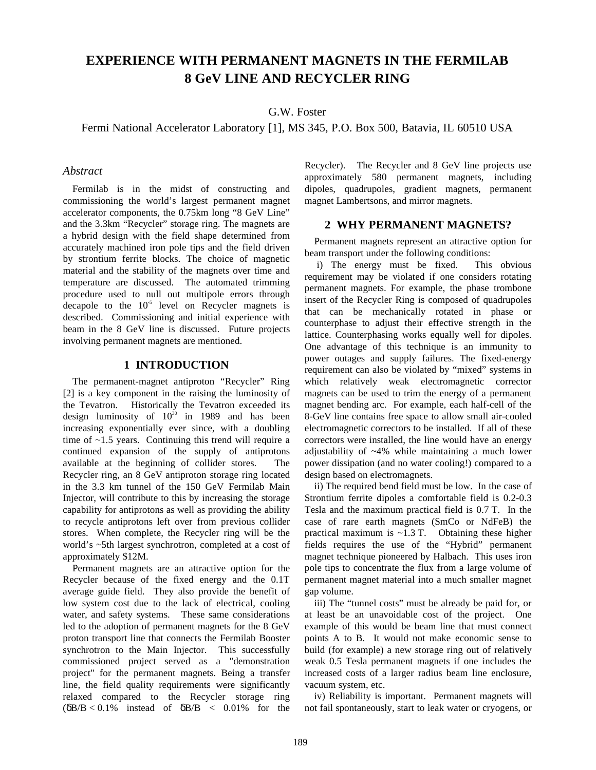# EXPERIENCE WITH PERMANENT MAGNETS IN THE FERMILAB 8 GeV LINE AND RECYCLER RING

G.W. Foster

Fermi National Accelerator Laboratory [1], MS 345, P.O. Box 500, Batavia, IL 60510 USA

## *Abstract*

Fermilab is in the midst of constructing and commissioning the world's largest permanent magnet accelerator components, the 0.75km long "8 GeV Line" and the 3.3km "Recycler" storage ring. The magnets are a hybrid design with the field shape determined from accurately machined iron pole tips and the field driven by strontium ferrite blocks. The choice of magnetic material and the stability of the magnets over time and temperature are discussed. The automated trimming procedure used to null out multipole errors through decapole to the $10^{-5}$ level on Recycler magnets is described. Commissioning and initial experience with beam in the 8 GeV line is discussed. Future projects involving permanent magnets are mentioned.

## 1 INTRODUCTION

The permanent-magnet antiproton "Recycler" Ring [2] is a key component in the raising the luminosity of the Tevatron. Historically the Tevatron exceeded its design luminosity of $10^{30}$ in 1989 and has been increasing exponentially ever since, with a doubling time of ~1.5 years. Continuing this trend will require a continued expansion of the supply of antiprotons available at the beginning of collider stores. The Recycler ring, an 8 GeV antiproton storage ring located in the 3.3 km tunnel of the 150 GeV Fermilab Main Injector, will contribute to this by increasing the storage capability for antiprotons as well as providing the ability to recycle antiprotons left over from previous collider stores. When complete, the Recycler ring will be the world's ~5th largest synchrotron, completed at a cost of approximately \$12M.

Permanent magnets are an attractive option for the Recycler because of the fixed energy and the 0.1T average guide field. They also provide the benefit of low system cost due to the lack of electrical, cooling water, and safety systems. These same considerations led to the adoption of permanent magnets for the 8 GeV proton transport line that connects the Fermilab Booster synchrotron to the Main Injector. This successfully commissioned project served as a "demonstration project" for the permanent magnets. Being a transfer line, the field quality requirements were significantly relaxed compared to the Recycler storage ring ($\delta B/B < 0.1\%$ instead of $\delta B/B < 0.01\%$ for the Recycler). The Recycler and 8 GeV line projects use approximately 580 permanent magnets, including dipoles, quadrupoles, gradient magnets, permanent magnet Lambertsons, and mirror magnets.

## 2 WHY PERMANENT MAGNETS?

Permanent magnets represent an attractive option for beam transport under the following conditions:

i) The energy must be fixed. This obvious requirement may be violated if one considers rotating permanent magnets. For example, the phase trombone insert of the Recycler Ring is composed of quadrupoles that can be mechanically rotated in phase or counterphase to adjust their effective strength in the lattice. Counterphasing works equally well for dipoles. One advantage of this technique is an immunity to power outages and supply failures. The fixed-energy requirement can also be violated by "mixed" systems in which relatively weak electromagnetic corrector magnets can be used to trim the energy of a permanent magnet bending arc. For example, each half-cell of the 8-GeV line contains free space to allow small air-cooled electromagnetic correctors to be installed. If all of these correctors were installed, the line would have an energy adjustability of ~4% while maintaining a much lower power dissipation (and no water cooling!) compared to a design based on electromagnets.

ii) The required bend field must be low. In the case of Strontium ferrite dipoles a comfortable field is 0.2-0.3 Tesla and the maximum practical field is 0.7 T. In the case of rare earth magnets (SmCo or NdFeB) the practical maximum is ~1.3 T. Obtaining these higher fields requires the use of the "Hybrid" permanent magnet technique pioneered by Halbach. This uses iron pole tips to concentrate the flux from a large volume of permanent magnet material into a much smaller magnet gap volume.

iii) The "tunnel costs" must be already be paid for, or at least be an unavoidable cost of the project. One example of this would be beam line that must connect points A to B. It would not make economic sense to build (for example) a new storage ring out of relatively weak 0.5 Tesla permanent magnets if one includes the increased costs of a larger radius beam line enclosure, vacuum system, etc.

iv) Reliability is important. Permanent magnets will not fail spontaneously, start to leak water or cryogens, or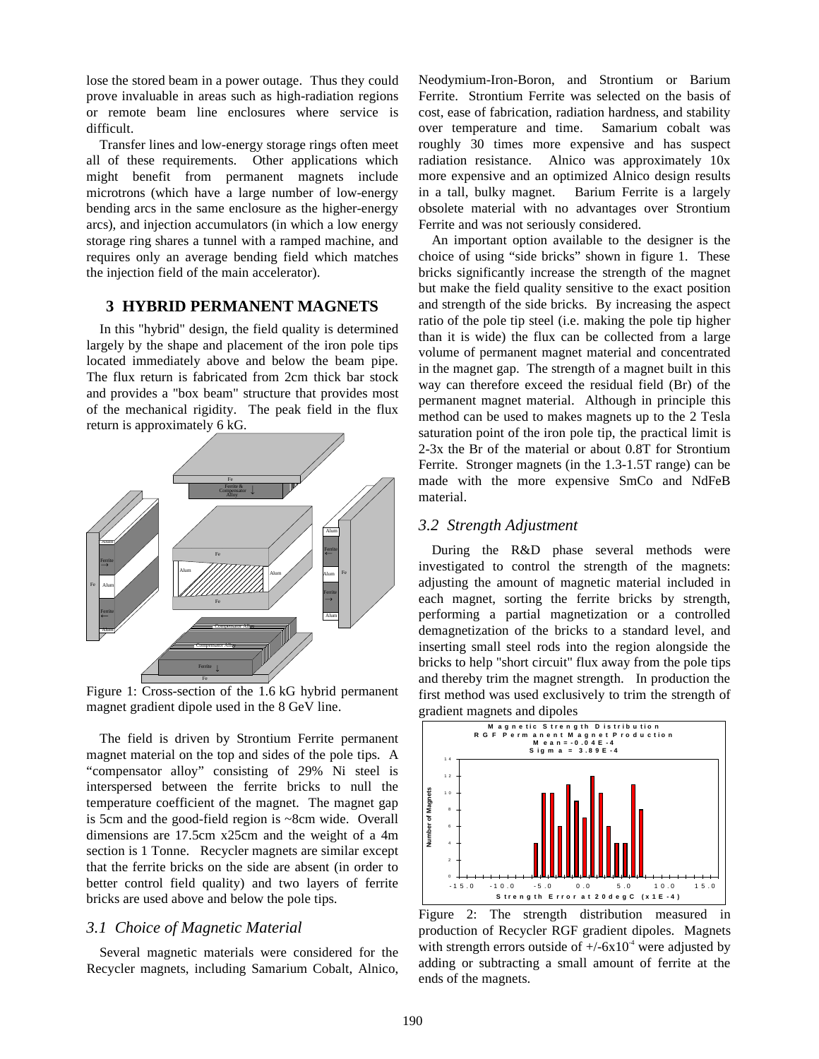lose the stored beam in a power outage. Thus they could prove invaluable in areas such as high-radiation regions or remote beam line enclosures where service is difficult.

Transfer lines and low-energy storage rings often meet all of these requirements. Other applications which might benefit from permanent magnets include microtrons (which have a large number of low-energy bending arcs in the same enclosure as the higher-energy arcs), and injection accumulators (in which a low energy storage ring shares a tunnel with a ramped machine, and requires only an average bending field which matches the injection field of the main accelerator).

## 3 HYBRID PERMANENT MAGNETS

In this "hybrid" design, the field quality is determined largely by the shape and placement of the iron pole tips located immediately above and below the beam pipe. The flux return is fabricated from 2cm thick bar stock and provides a "box beam" structure that provides most of the mechanical rigidity. The peak field in the flux return is approximately 6 kG.

Figure 1: Cross-section of the 1.6 kG hybrid permanent magnet gradient dipole used in the 8 GeV line.

The field is driven by Strontium Ferrite permanent magnet material on the top and sides of the pole tips. A "compensator alloy" consisting of 29% Ni steel is interspersed between the ferrite bricks to null the temperature coefficient of the magnet. The magnet gap is 5cm and the good-field region is ~8cm wide. Overall dimensions are 17.5cm x25cm and the weight of a 4m section is 1 Tonne. Recycler magnets are similar except that the ferrite bricks on the side are absent (in order to better control field quality) and two layers of ferrite bricks are used above and below the pole tips.

### *3.1 Choice of Magnetic Material*

Several magnetic materials were considered for the Recycler magnets, including Samarium Cobalt, Alnico, Neodymium-Iron-Boron, and Strontium or Barium Ferrite. Strontium Ferrite was selected on the basis of cost, ease of fabrication, radiation hardness, and stability over temperature and time. Samarium cobalt was roughly 30 times more expensive and has suspect radiation resistance. Alnico was approximately 10x more expensive and an optimized Alnico design results in a tall, bulky magnet. Barium Ferrite is a largely obsolete material with no advantages over Strontium Ferrite and was not seriously considered.

An important option available to the designer is the choice of using "side bricks" shown in figure 1. These bricks significantly increase the strength of the magnet but make the field quality sensitive to the exact position and strength of the side bricks. By increasing the aspect ratio of the pole tip steel (i.e. making the pole tip higher than it is wide) the flux can be collected from a large volume of permanent magnet material and concentrated in the magnet gap. The strength of a magnet built in this way can therefore exceed the residual field (Br) of the permanent magnet material. Although in principle this method can be used to makes magnets up to the 2 Tesla saturation point of the iron pole tip, the practical limit is 2-3x the Br of the material or about 0.8T for Strontium Ferrite. Stronger magnets (in the 1.3-1.5T range) can be made with the more expensive SmCo and NdFeB material.

### *3.2 Strength Adjustment*

During the R&D phase several methods were investigated to control the strength of the magnets: adjusting the amount of magnetic material included in each magnet, sorting the ferrite bricks by strength, performing a partial magnetization or a controlled demagnetization of the bricks to a standard level, and inserting small steel rods into the region alongside the bricks to help "short circuit" flux away from the pole tips and thereby trim the magnet strength. In production the first method was used exclusively to trim the strength of gradient magnets and dipoles

Figure 2: The strength distribution measured in production of Recycler RGF gradient dipoles. Magnets with strength errors outside of $+/-6x10^{-4}$ were adjusted by adding or subtracting a small amount of ferrite at the ends of the magnets.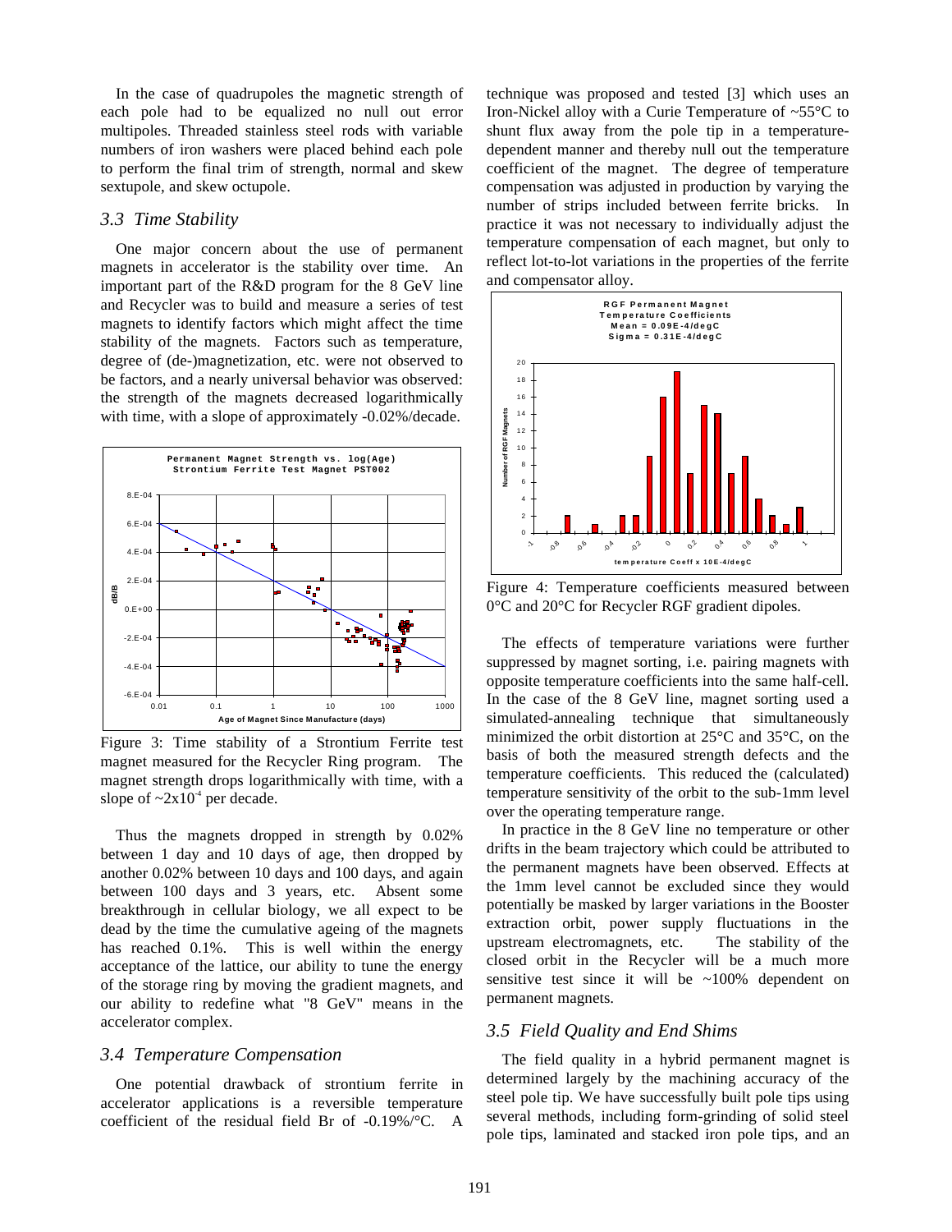In the case of quadrupoles the magnetic strength of each pole had to be equalized no null out error multipoles. Threaded stainless steel rods with variable numbers of iron washers were placed behind each pole to perform the final trim of strength, normal and skew sextupole, and skew octupole.

### *3.3 Time Stability*

One major concern about the use of permanent magnets in accelerator is the stability over time. An important part of the R&D program for the 8 GeV line and Recycler was to build and measure a series of test magnets to identify factors which might affect the time stability of the magnets. Factors such as temperature, degree of (de-)magnetization, etc. were not observed to be factors, and a nearly universal behavior was observed: the strength of the magnets decreased logarithmically with time, with a slope of approximately -0.02%/decade.

Permanent Magnet Strength vs. log(Age)
Strontium Ferrite Test Magnet PST002

dB/B

8.E-04
6.E-04
4.E-04
2.E-04
0.E+00
-2.E-04
-4.E-04
-6.E-04

0.01 0.1 1 10 100 1000

Age of Magnet Since Manufacture (days)

Figure 3: Time stability of a Strontium Ferrite test magnet measured for the Recycler Ring program. The magnet strength drops logarithmically with time, with a slope of $\sim 2\times10^{-4}$ per decade.

Thus the magnets dropped in strength by 0.02% between 1 day and 10 days of age, then dropped by another 0.02% between 10 days and 100 days, and again between 100 days and 3 years, etc. Absent some breakthrough in cellular biology, we all expect to be dead by the time the cumulative ageing of the magnets has reached 0.1%. This is well within the energy acceptance of the lattice, our ability to tune the energy of the storage ring by moving the gradient magnets, and our ability to redefine what "8 GeV" means in the accelerator complex.

### *3.4 Temperature Compensation*

One potential drawback of strontium ferrite in accelerator applications is a reversible temperature coefficient of the residual field Br of -0.19%/°C. A technique was proposed and tested [3] which uses an Iron-Nickel alloy with a Curie Temperature of ~55°C to shunt flux away from the pole tip in a temperature-dependent manner and thereby null out the temperature coefficient of the magnet. The degree of temperature compensation was adjusted in production by varying the number of strips included between ferrite bricks. In practice it was not necessary to individually adjust the temperature compensation of each magnet, but only to reflect lot-to-lot variations in the properties of the ferrite and compensator alloy.

RGF Permanent Magnet
Temperature Coefficients
Mean = 0.09E-4/degC
Sigma = 0.31E-4/degC

Number of RGF Magnets

0 2 4 6 8 10 12 14 16 18 20

-1 -0.8 -0.6 -0.4 -0.2 0 0.2 0.4 0.6 0.8 1

temperature Coeff x 10E-4/degC

Figure 4: Temperature coefficients measured between 0°C and 20°C for Recycler RGF gradient dipoles.

The effects of temperature variations were further suppressed by magnet sorting, i.e. pairing magnets with opposite temperature coefficients into the same half-cell. In the case of the 8 GeV line, magnet sorting used a simulated-annealing technique that simultaneously minimized the orbit distortion at 25°C and 35°C, on the basis of both the measured strength defects and the temperature coefficients. This reduced the (calculated) temperature sensitivity of the orbit to the sub-1mm level over the operating temperature range.

In practice in the 8 GeV line no temperature or other drifts in the beam trajectory which could be attributed to the permanent magnets have been observed. Effects at the 1mm level cannot be excluded since they would potentially be masked by larger variations in the Booster extraction orbit, power supply fluctuations in the upstream electromagnets, etc. The stability of the closed orbit in the Recycler will be a much more sensitive test since it will be ~100% dependent on permanent magnets.

### *3.5 Field Quality and End Shims*

The field quality in a hybrid permanent magnet is determined largely by the machining accuracy of the steel pole tip. We have successfully built pole tips using several methods, including form-grinding of solid steel pole tips, laminated and stacked iron pole tips, and an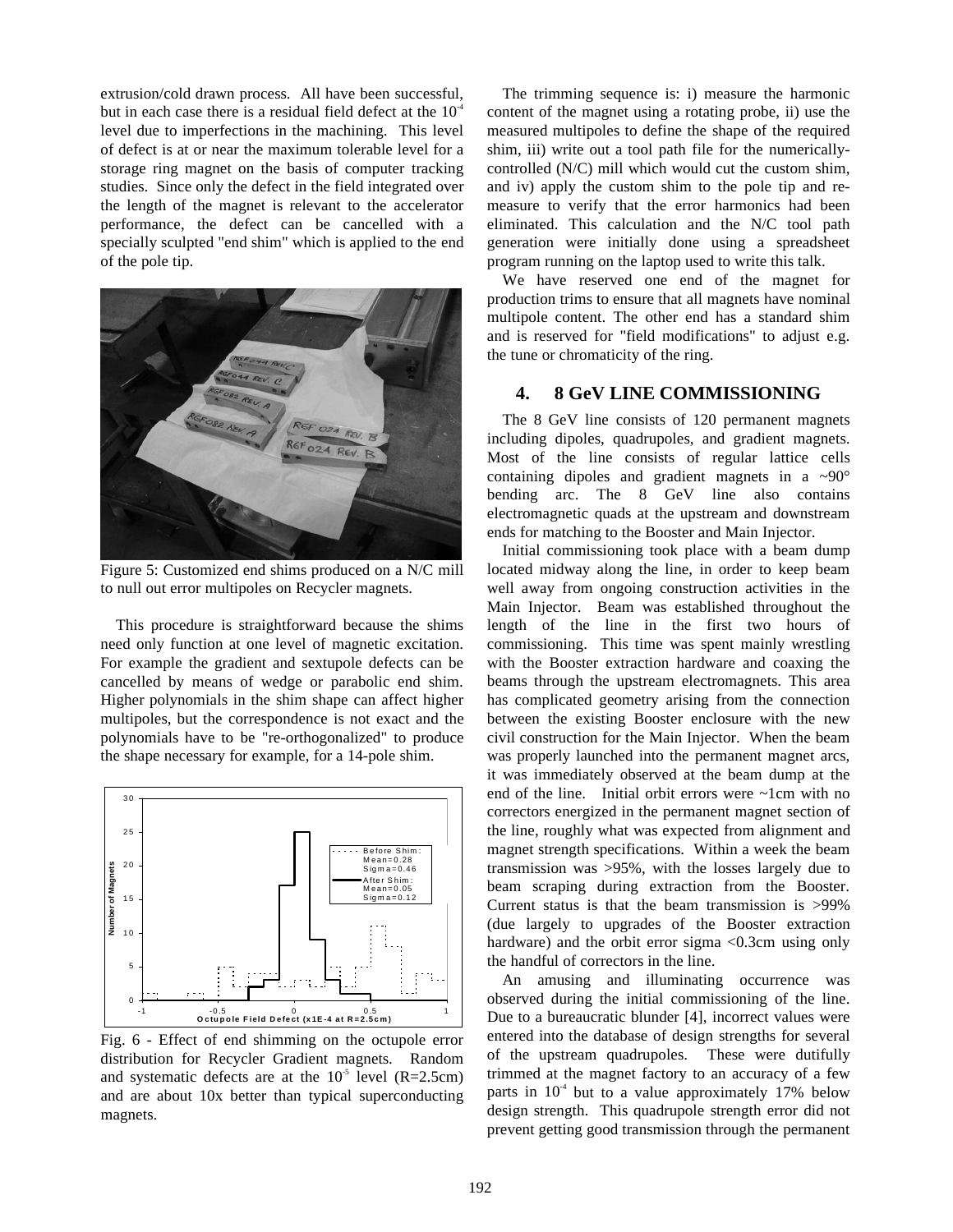extrusion/cold drawn process. All have been successful, but in each case there is a residual field defect at the $10^{-4}$ level due to imperfections in the machining. This level of defect is at or near the maximum tolerable level for a storage ring magnet on the basis of computer tracking studies. Since only the defect in the field integrated over the length of the magnet is relevant to the accelerator performance, the defect can be cancelled with a specially sculpted "end shim" which is applied to the end of the pole tip.

Figure 5: Customized end shims produced on a N/C mill to null out error multipoles on Recycler magnets.

This procedure is straightforward because the shims need only function at one level of magnetic excitation. For example the gradient and sextupole defects can be cancelled by means of wedge or parabolic end shim. Higher polynomials in the shim shape can affect higher multipoles, but the correspondence is not exact and the polynomials have to be "re-orthogonalized" to produce the shape necessary for example, for a 14-pole shim.

Number of Magnets

Octupole Field Defect (x1E-4 at R=2.5cm)

Before Shim:
Mean=0.28
Sigma=0.46

After Shim:
Mean=0.05
Sigma=0.12

Fig. 6 - Effect of end shimming on the octupole error distribution for Recycler Gradient magnets. Random and systematic defects are at the $10^{-5}$ level (R=2.5cm) and are about 10x better than typical superconducting magnets.

The trimming sequence is: i) measure the harmonic content of the magnet using a rotating probe, ii) use the measured multipoles to define the shape of the required shim, iii) write out a tool path file for the numerically-controlled (N/C) mill which would cut the custom shim, and iv) apply the custom shim to the pole tip and re-measure to verify that the error harmonics had been eliminated. This calculation and the N/C tool path generation were initially done using a spreadsheet program running on the laptop used to write this talk.

We have reserved one end of the magnet for production trims to ensure that all magnets have nominal multipole content. The other end has a standard shim and is reserved for "field modifications" to adjust e.g. the tune or chromaticity of the ring.

## 4. 8 GeV LINE COMMISSIONING

The 8 GeV line consists of 120 permanent magnets including dipoles, quadrupoles, and gradient magnets. Most of the line consists of regular lattice cells containing dipoles and gradient magnets in a ~90° bending arc. The 8 GeV line also contains electromagnetic quads at the upstream and downstream ends for matching to the Booster and Main Injector.

Initial commissioning took place with a beam dump located midway along the line, in order to keep beam well away from ongoing construction activities in the Main Injector. Beam was established throughout the length of the line in the first two hours of commissioning. This time was spent mainly wrestling with the Booster extraction hardware and coaxing the beams through the upstream electromagnets. This area has complicated geometry arising from the connection between the existing Booster enclosure with the new civil construction for the Main Injector. When the beam was properly launched into the permanent magnet arcs, it was immediately observed at the beam dump at the end of the line. Initial orbit errors were ~1cm with no correctors energized in the permanent magnet section of the line, roughly what was expected from alignment and magnet strength specifications. Within a week the beam transmission was >95%, with the losses largely due to beam scraping during extraction from the Booster. Current status is that the beam transmission is >99% (due largely to upgrades of the Booster extraction hardware) and the orbit error sigma <0.3cm using only the handful of correctors in the line.

An amusing and illuminating occurrence was observed during the initial commissioning of the line. Due to a bureaucratic blunder [4], incorrect values were entered into the database of design strengths for several of the upstream quadrupoles. These were dutifully trimmed at the magnet factory to an accuracy of a few parts in $10^{-4}$ but to a value approximately 17% below design strength. This quadrupole strength error did not prevent getting good transmission through the permanent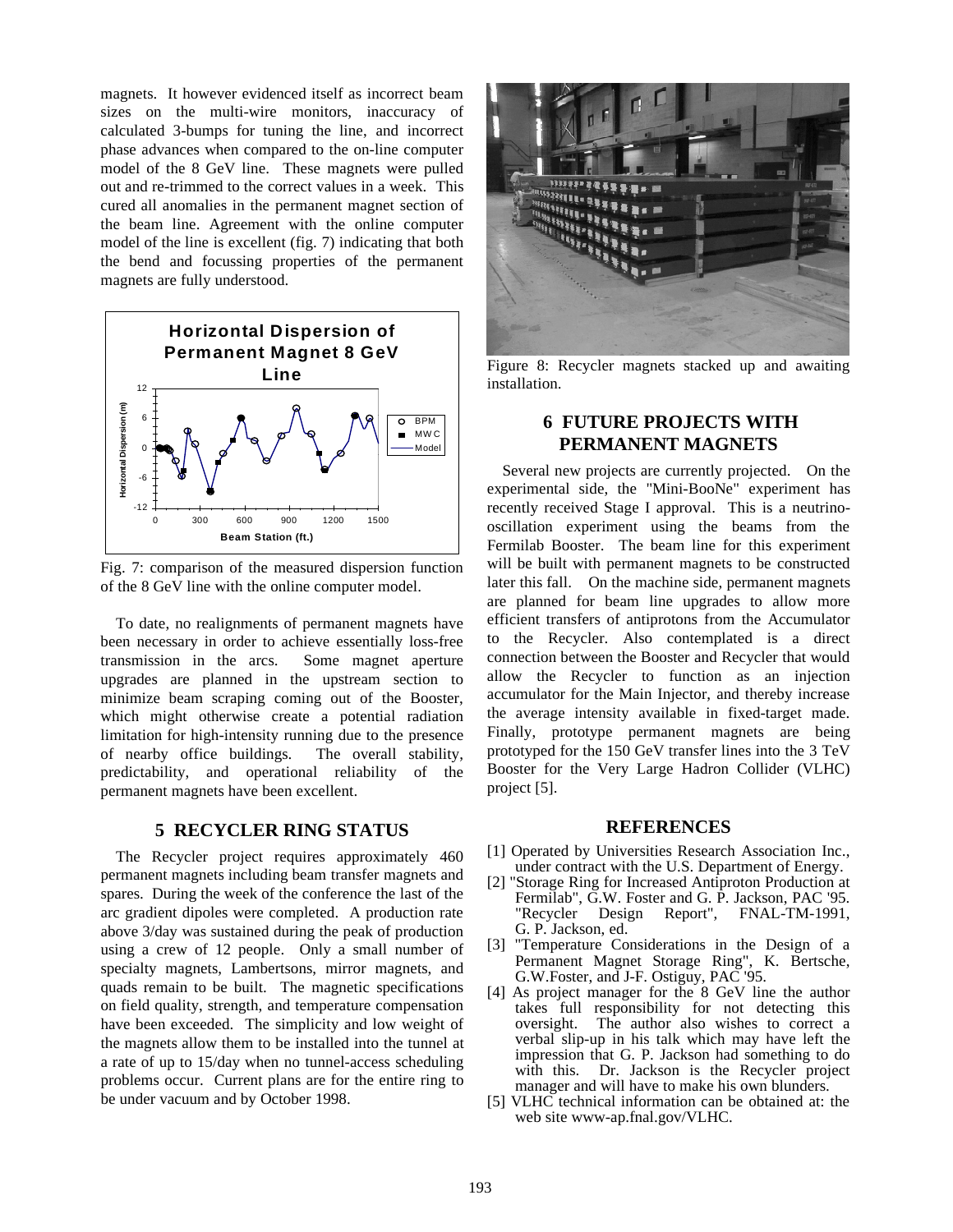magnets. It however evidenced itself as incorrect beam sizes on the multi-wire monitors, inaccuracy of calculated 3-bumps for tuning the line, and incorrect phase advances when compared to the on-line computer model of the 8 GeV line. These magnets were pulled out and re-trimmed to the correct values in a week. This cured all anomalies in the permanent magnet section of the beam line. Agreement with the online computer model of the line is excellent (fig. 7) indicating that both the bend and focussing properties of the permanent magnets are fully understood.

Horizontal Dispersion of Permanent Magnet 8 GeV Line

Horizontal Dispersion (m)

12
6
0
-6
-12

0 300 600 900 1200 1500

Beam Station (ft.)

BPM
MWC
Model

Fig. 7: comparison of the measured dispersion function of the 8 GeV line with the online computer model.

To date, no realignments of permanent magnets have been necessary in order to achieve essentially loss-free transmission in the arcs. Some magnet aperture upgrades are planned in the upstream section to minimize beam scraping coming out of the Booster, which might otherwise create a potential radiation limitation for high-intensity running due to the presence of nearby office buildings. The overall stability, predictability, and operational reliability of the permanent magnets have been excellent.

## 5 RECYCLER RING STATUS

The Recycler project requires approximately 460 permanent magnets including beam transfer magnets and spares. During the week of the conference the last of the arc gradient dipoles were completed. A production rate above 3/day was sustained during the peak of production using a crew of 12 people. Only a small number of specialty magnets, Lambertsons, mirror magnets, and quads remain to be built. The magnetic specifications on field quality, strength, and temperature compensation have been exceeded. The simplicity and low weight of the magnets allow them to be installed into the tunnel at a rate of up to 15/day when no tunnel-access scheduling problems occur. Current plans are for the entire ring to be under vacuum and by October 1998.

Figure 8: Recycler magnets stacked up and awaiting installation.

## 6 FUTURE PROJECTS WITH PERMANENT MAGNETS

Several new projects are currently projected. On the experimental side, the "Mini-BooNe" experiment has recently received Stage I approval. This is a neutrino-oscillation experiment using the beams from the Fermilab Booster. The beam line for this experiment will be built with permanent magnets to be constructed later this fall. On the machine side, permanent magnets are planned for beam line upgrades to allow more efficient transfers of antiprotons from the Accumulator to the Recycler. Also contemplated is a direct connection between the Booster and Recycler that would allow the Recycler to function as an injection accumulator for the Main Injector, and thereby increase the average intensity available in fixed-target made. Finally, prototype permanent magnets are being prototyped for the 150 GeV transfer lines into the 3 TeV Booster for the Very Large Hadron Collider (VLHC) project [5].

## REFERENCES

[1] Operated by Universities Research Association Inc., under contract with the U.S. Department of Energy.

[2] "Storage Ring for Increased Antiproton Production at Fermilab", G.W. Foster and G. P. Jackson, PAC '95. "Recycler Design Report", FNAL-TM-1991, G. P. Jackson, ed.

[3] "Temperature Considerations in the Design of a Permanent Magnet Storage Ring", K. Bertsche, G.W.Foster, and J-F. Ostiguy, PAC '95.

[4] As project manager for the 8 GeV line the author takes full responsibility for not detecting this oversight. The author also wishes to correct a verbal slip-up in his talk which may have left the impression that G. P. Jackson had something to do with this. Dr. Jackson is the Recycler project manager and will have to make his own blunders.

[5] VLHC technical information can be obtained at: the web site www-ap.fnal.gov/VLHC.